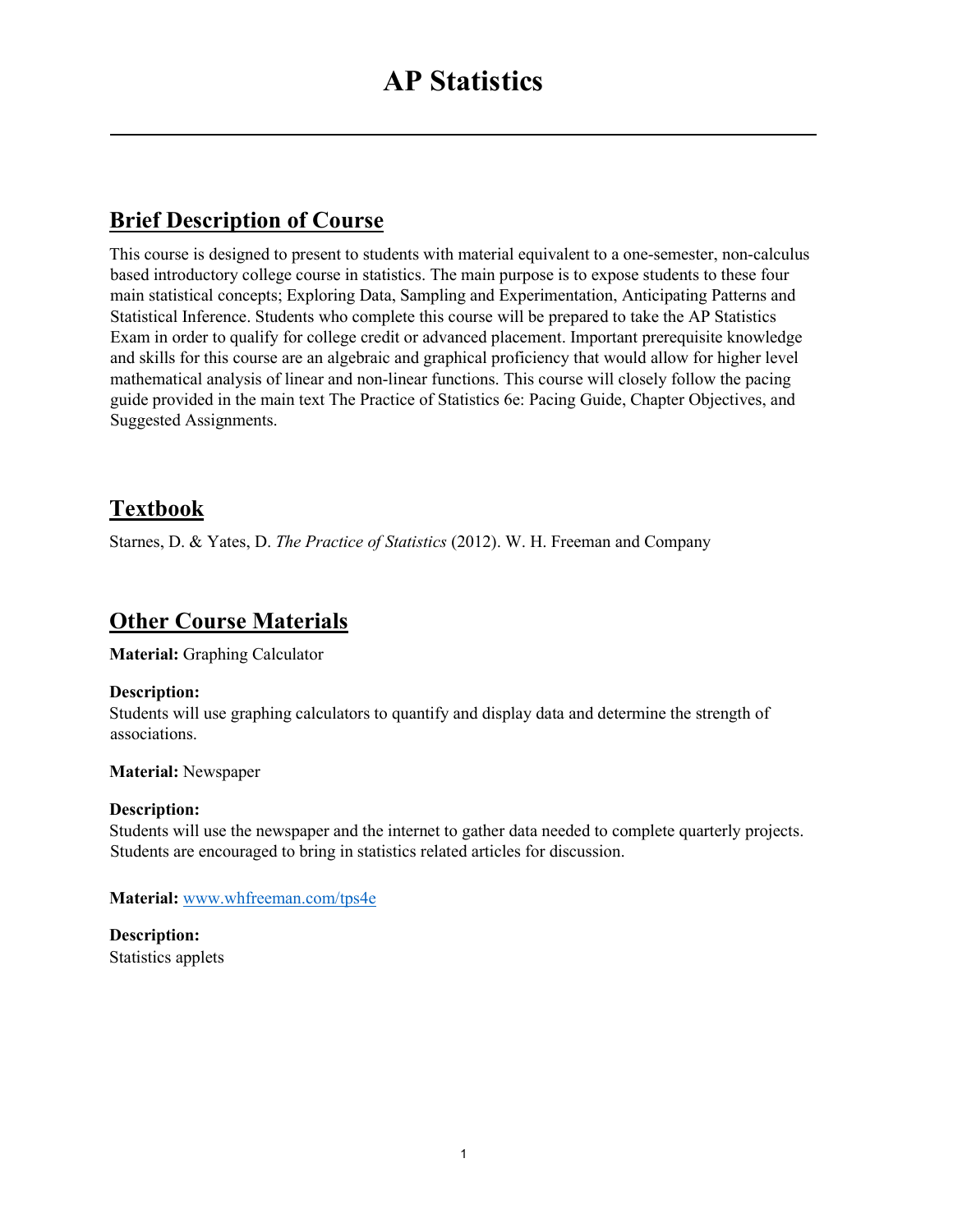# AP Statistics

## Brief Description of Course

This course is designed to present to students with material equivalent to a one-semester, non-calculus based introductory college course in statistics. The main purpose is to expose students to these four main statistical concepts; Exploring Data, Sampling and Experimentation, Anticipating Patterns and Statistical Inference. Students who complete this course will be prepared to take the AP Statistics Exam in order to qualify for college credit or advanced placement. Important prerequisite knowledge and skills for this course are an algebraic and graphical proficiency that would allow for higher level mathematical analysis of linear and non-linear functions. This course will closely follow the pacing guide provided in the main text The Practice of Statistics 6e: Pacing Guide, Chapter Objectives, and Suggested Assignments.

## Textbook

Starnes, D. & Yates, D. *The Practice of Statistics* (2012). W. H. Freeman and Company

## Other Course Materials

**Material:** Graphing Calculator

**Description:**
Students will use graphing calculators to quantify and display data and determine the strength of associations.

**Material:** Newspaper

**Description:**
Students will use the newspaper and the internet to gather data needed to complete quarterly projects. Students are encouraged to bring in statistics related articles for discussion.

**Material:** [www.whfreeman.com/tps4e](http://www.whfreeman.com/tps4e)

**Description:**
Statistics applets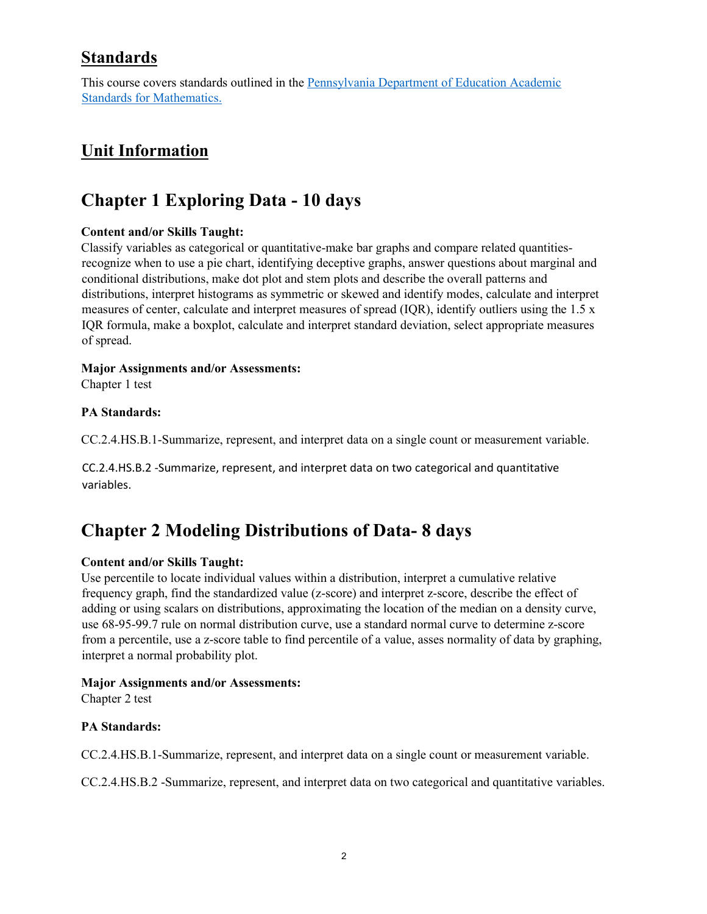## Standards

This course covers standards outlined in the [Pennsylvania Department of Education Academic Standards for Mathematics.]()

## Unit Information

# Chapter 1 Exploring Data - 10 days

**Content and/or Skills Taught:**
Classify variables as categorical or quantitative-make bar graphs and compare related quantities-recognize when to use a pie chart, identifying deceptive graphs, answer questions about marginal and conditional distributions, make dot plot and stem plots and describe the overall patterns and distributions, interpret histograms as symmetric or skewed and identify modes, calculate and interpret measures of center, calculate and interpret measures of spread (IQR), identify outliers using the 1.5 x IQR formula, make a boxplot, calculate and interpret standard deviation, select appropriate measures of spread.

**Major Assignments and/or Assessments:**
Chapter 1 test

**PA Standards:**

CC.2.4.HS.B.1-Summarize, represent, and interpret data on a single count or measurement variable.

CC.2.4.HS.B.2 -Summarize, represent, and interpret data on two categorical and quantitative variables.

# Chapter 2 Modeling Distributions of Data- 8 days

**Content and/or Skills Taught:**
Use percentile to locate individual values within a distribution, interpret a cumulative relative frequency graph, find the standardized value (z-score) and interpret z-score, describe the effect of adding or using scalars on distributions, approximating the location of the median on a density curve, use 68-95-99.7 rule on normal distribution curve, use a standard normal curve to determine z-score from a percentile, use a z-score table to find percentile of a value, asses normality of data by graphing, interpret a normal probability plot.

**Major Assignments and/or Assessments:**
Chapter 2 test

**PA Standards:**

CC.2.4.HS.B.1-Summarize, represent, and interpret data on a single count or measurement variable.

CC.2.4.HS.B.2 -Summarize, represent, and interpret data on two categorical and quantitative variables.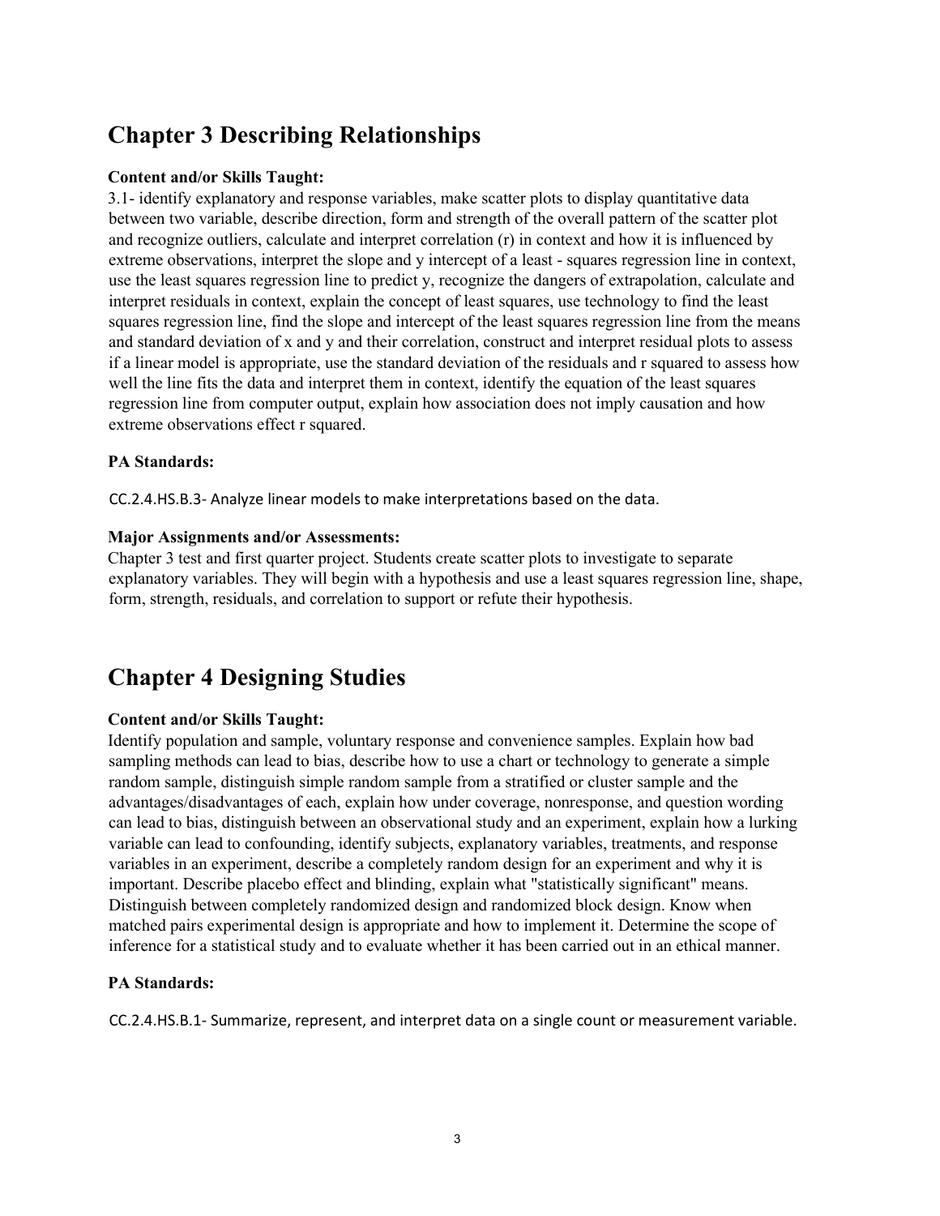## Chapter 3 Describing Relationships

**Content and/or Skills Taught:**

3.1- identify explanatory and response variables, make scatter plots to display quantitative data between two variable, describe direction, form and strength of the overall pattern of the scatter plot and recognize outliers, calculate and interpret correlation (r) in context and how it is influenced by extreme observations, interpret the slope and y intercept of a least - squares regression line in context, use the least squares regression line to predict y, recognize the dangers of extrapolation, calculate and interpret residuals in context, explain the concept of least squares, use technology to find the least squares regression line, find the slope and intercept of the least squares regression line from the means and standard deviation of x and y and their correlation, construct and interpret residual plots to assess if a linear model is appropriate, use the standard deviation of the residuals and r squared to assess how well the line fits the data and interpret them in context, identify the equation of the least squares regression line from computer output, explain how association does not imply causation and how extreme observations effect r squared.

**PA Standards:**

CC.2.4.HS.B.3- Analyze linear models to make interpretations based on the data.

**Major Assignments and/or Assessments:**

Chapter 3 test and first quarter project. Students create scatter plots to investigate to separate explanatory variables. They will begin with a hypothesis and use a least squares regression line, shape, form, strength, residuals, and correlation to support or refute their hypothesis.

## Chapter 4 Designing Studies

**Content and/or Skills Taught:**

Identify population and sample, voluntary response and convenience samples. Explain how bad sampling methods can lead to bias, describe how to use a chart or technology to generate a simple random sample, distinguish simple random sample from a stratified or cluster sample and the advantages/disadvantages of each, explain how under coverage, nonresponse, and question wording can lead to bias, distinguish between an observational study and an experiment, explain how a lurking variable can lead to confounding, identify subjects, explanatory variables, treatments, and response variables in an experiment, describe a completely random design for an experiment and why it is important. Describe placebo effect and blinding, explain what "statistically significant" means. Distinguish between completely randomized design and randomized block design. Know when matched pairs experimental design is appropriate and how to implement it. Determine the scope of inference for a statistical study and to evaluate whether it has been carried out in an ethical manner.

**PA Standards:**

CC.2.4.HS.B.1- Summarize, represent, and interpret data on a single count or measurement variable.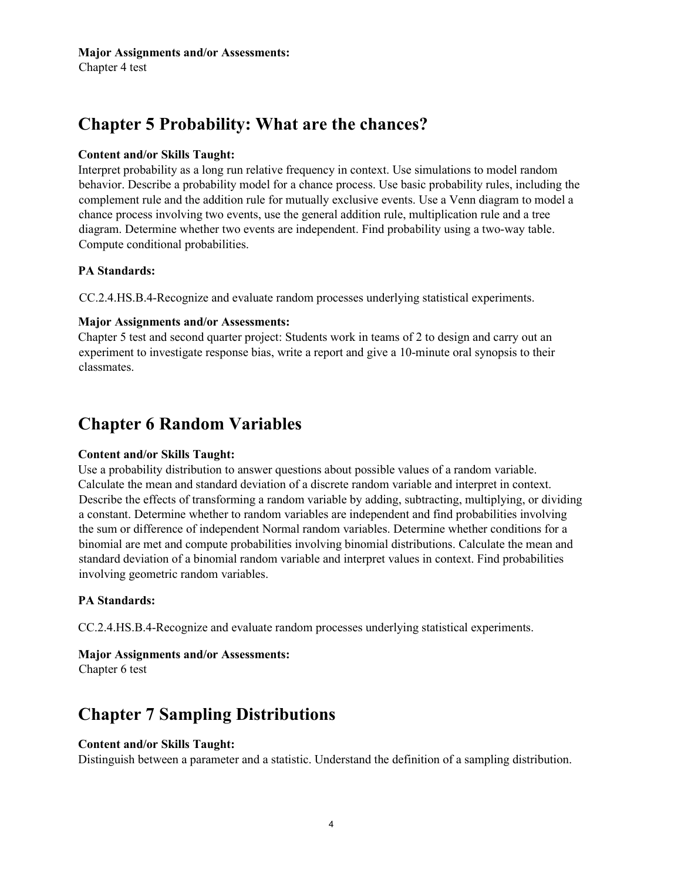**Major Assignments and/or Assessments:**
Chapter 4 test

## Chapter 5 Probability: What are the chances?

**Content and/or Skills Taught:**
Interpret probability as a long run relative frequency in context. Use simulations to model random behavior. Describe a probability model for a chance process. Use basic probability rules, including the complement rule and the addition rule for mutually exclusive events. Use a Venn diagram to model a chance process involving two events, use the general addition rule, multiplication rule and a tree diagram. Determine whether two events are independent. Find probability using a two-way table. Compute conditional probabilities.

**PA Standards:**

CC.2.4.HS.B.4-Recognize and evaluate random processes underlying statistical experiments.

**Major Assignments and/or Assessments:**
Chapter 5 test and second quarter project: Students work in teams of 2 to design and carry out an experiment to investigate response bias, write a report and give a 10-minute oral synopsis to their classmates.

## Chapter 6 Random Variables

**Content and/or Skills Taught:**
Use a probability distribution to answer questions about possible values of a random variable. Calculate the mean and standard deviation of a discrete random variable and interpret in context. Describe the effects of transforming a random variable by adding, subtracting, multiplying, or dividing a constant. Determine whether to random variables are independent and find probabilities involving the sum or difference of independent Normal random variables. Determine whether conditions for a binomial are met and compute probabilities involving binomial distributions. Calculate the mean and standard deviation of a binomial random variable and interpret values in context. Find probabilities involving geometric random variables.

**PA Standards:**

CC.2.4.HS.B.4-Recognize and evaluate random processes underlying statistical experiments.

**Major Assignments and/or Assessments:**
Chapter 6 test

## Chapter 7 Sampling Distributions

**Content and/or Skills Taught:**
Distinguish between a parameter and a statistic. Understand the definition of a sampling distribution.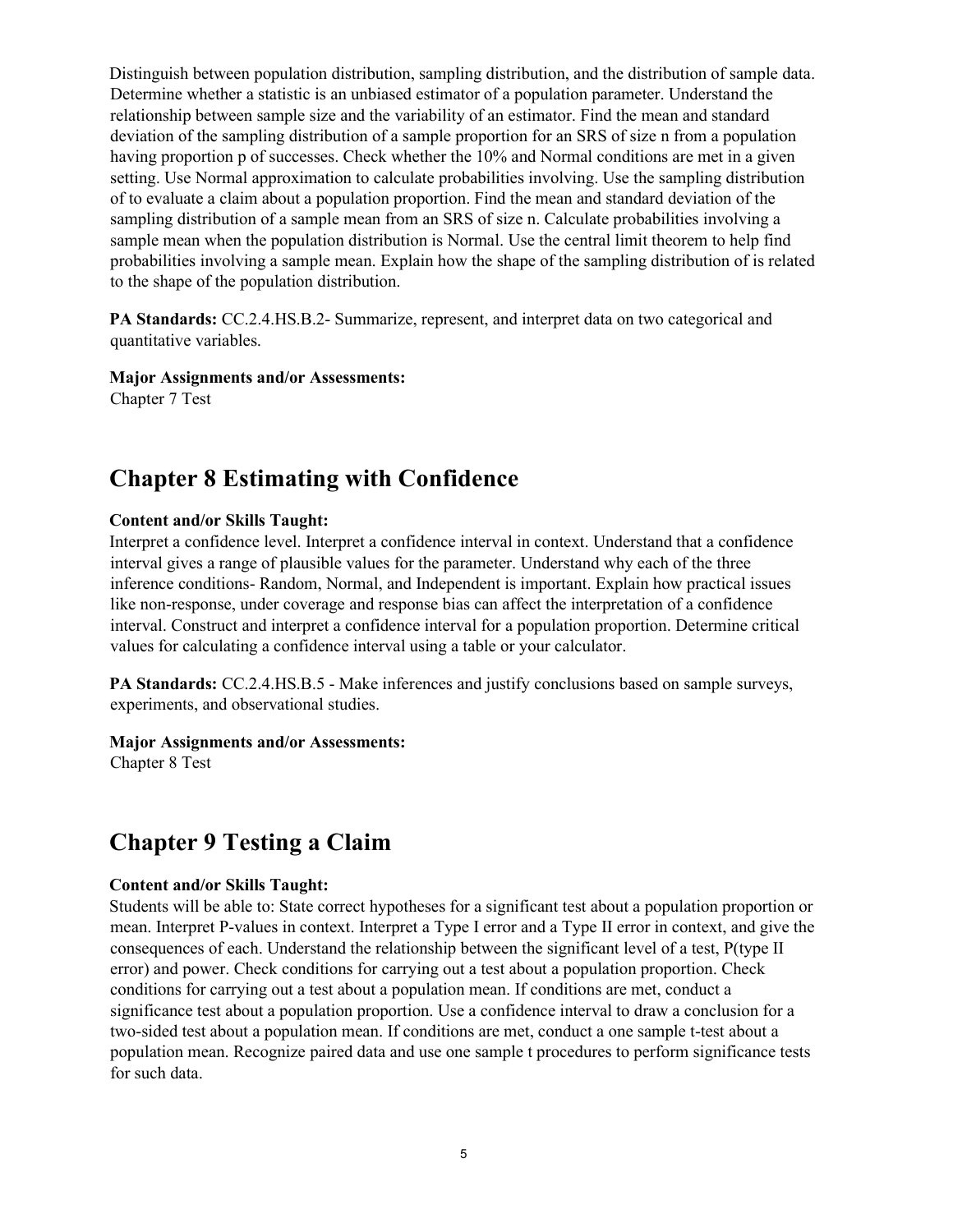Distinguish between population distribution, sampling distribution, and the distribution of sample data. Determine whether a statistic is an unbiased estimator of a population parameter. Understand the relationship between sample size and the variability of an estimator. Find the mean and standard deviation of the sampling distribution of a sample proportion for an SRS of size n from a population having proportion p of successes. Check whether the 10% and Normal conditions are met in a given setting. Use Normal approximation to calculate probabilities involving. Use the sampling distribution of to evaluate a claim about a population proportion. Find the mean and standard deviation of the sampling distribution of a sample mean from an SRS of size n. Calculate probabilities involving a sample mean when the population distribution is Normal. Use the central limit theorem to help find probabilities involving a sample mean. Explain how the shape of the sampling distribution of is related to the shape of the population distribution.

**PA Standards:** CC.2.4.HS.B.2- Summarize, represent, and interpret data on two categorical and quantitative variables.

**Major Assignments and/or Assessments:**
Chapter 7 Test

## Chapter 8 Estimating with Confidence

**Content and/or Skills Taught:**
Interpret a confidence level. Interpret a confidence interval in context. Understand that a confidence interval gives a range of plausible values for the parameter. Understand why each of the three inference conditions- Random, Normal, and Independent is important. Explain how practical issues like non-response, under coverage and response bias can affect the interpretation of a confidence interval. Construct and interpret a confidence interval for a population proportion. Determine critical values for calculating a confidence interval using a table or your calculator.

**PA Standards:** CC.2.4.HS.B.5 - Make inferences and justify conclusions based on sample surveys, experiments, and observational studies.

**Major Assignments and/or Assessments:**
Chapter 8 Test

## Chapter 9 Testing a Claim

**Content and/or Skills Taught:**
Students will be able to: State correct hypotheses for a significant test about a population proportion or mean. Interpret P-values in context. Interpret a Type I error and a Type II error in context, and give the consequences of each. Understand the relationship between the significant level of a test, P(type II error) and power. Check conditions for carrying out a test about a population proportion. Check conditions for carrying out a test about a population mean. If conditions are met, conduct a significance test about a population proportion. Use a confidence interval to draw a conclusion for a two-sided test about a population mean. If conditions are met, conduct a one sample t-test about a population mean. Recognize paired data and use one sample t procedures to perform significance tests for such data.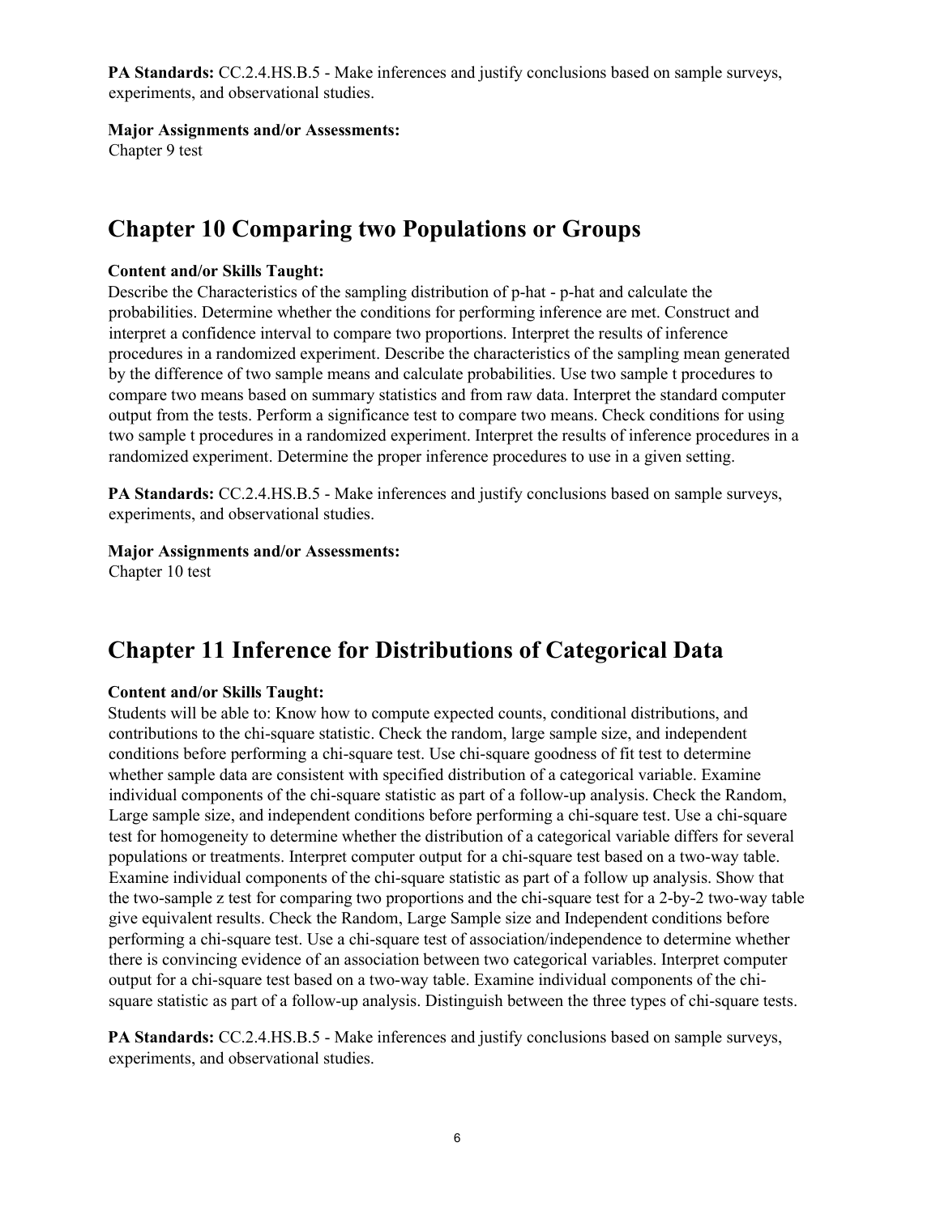**PA Standards:** CC.2.4.HS.B.5 - Make inferences and justify conclusions based on sample surveys, experiments, and observational studies.

**Major Assignments and/or Assessments:**
Chapter 9 test

## Chapter 10 Comparing two Populations or Groups

**Content and/or Skills Taught:**
Describe the Characteristics of the sampling distribution of p-hat - p-hat and calculate the probabilities. Determine whether the conditions for performing inference are met. Construct and interpret a confidence interval to compare two proportions. Interpret the results of inference procedures in a randomized experiment. Describe the characteristics of the sampling mean generated by the difference of two sample means and calculate probabilities. Use two sample t procedures to compare two means based on summary statistics and from raw data. Interpret the standard computer output from the tests. Perform a significance test to compare two means. Check conditions for using two sample t procedures in a randomized experiment. Interpret the results of inference procedures in a randomized experiment. Determine the proper inference procedures to use in a given setting.

**PA Standards:** CC.2.4.HS.B.5 - Make inferences and justify conclusions based on sample surveys, experiments, and observational studies.

**Major Assignments and/or Assessments:**
Chapter 10 test

## Chapter 11 Inference for Distributions of Categorical Data

**Content and/or Skills Taught:**
Students will be able to: Know how to compute expected counts, conditional distributions, and contributions to the chi-square statistic. Check the random, large sample size, and independent conditions before performing a chi-square test. Use chi-square goodness of fit test to determine whether sample data are consistent with specified distribution of a categorical variable. Examine individual components of the chi-square statistic as part of a follow-up analysis. Check the Random, Large sample size, and independent conditions before performing a chi-square test. Use a chi-square test for homogeneity to determine whether the distribution of a categorical variable differs for several populations or treatments. Interpret computer output for a chi-square test based on a two-way table. Examine individual components of the chi-square statistic as part of a follow up analysis. Show that the two-sample z test for comparing two proportions and the chi-square test for a 2-by-2 two-way table give equivalent results. Check the Random, Large Sample size and Independent conditions before performing a chi-square test. Use a chi-square test of association/independence to determine whether there is convincing evidence of an association between two categorical variables. Interpret computer output for a chi-square test based on a two-way table. Examine individual components of the chi-square statistic as part of a follow-up analysis. Distinguish between the three types of chi-square tests.

**PA Standards:** CC.2.4.HS.B.5 - Make inferences and justify conclusions based on sample surveys, experiments, and observational studies.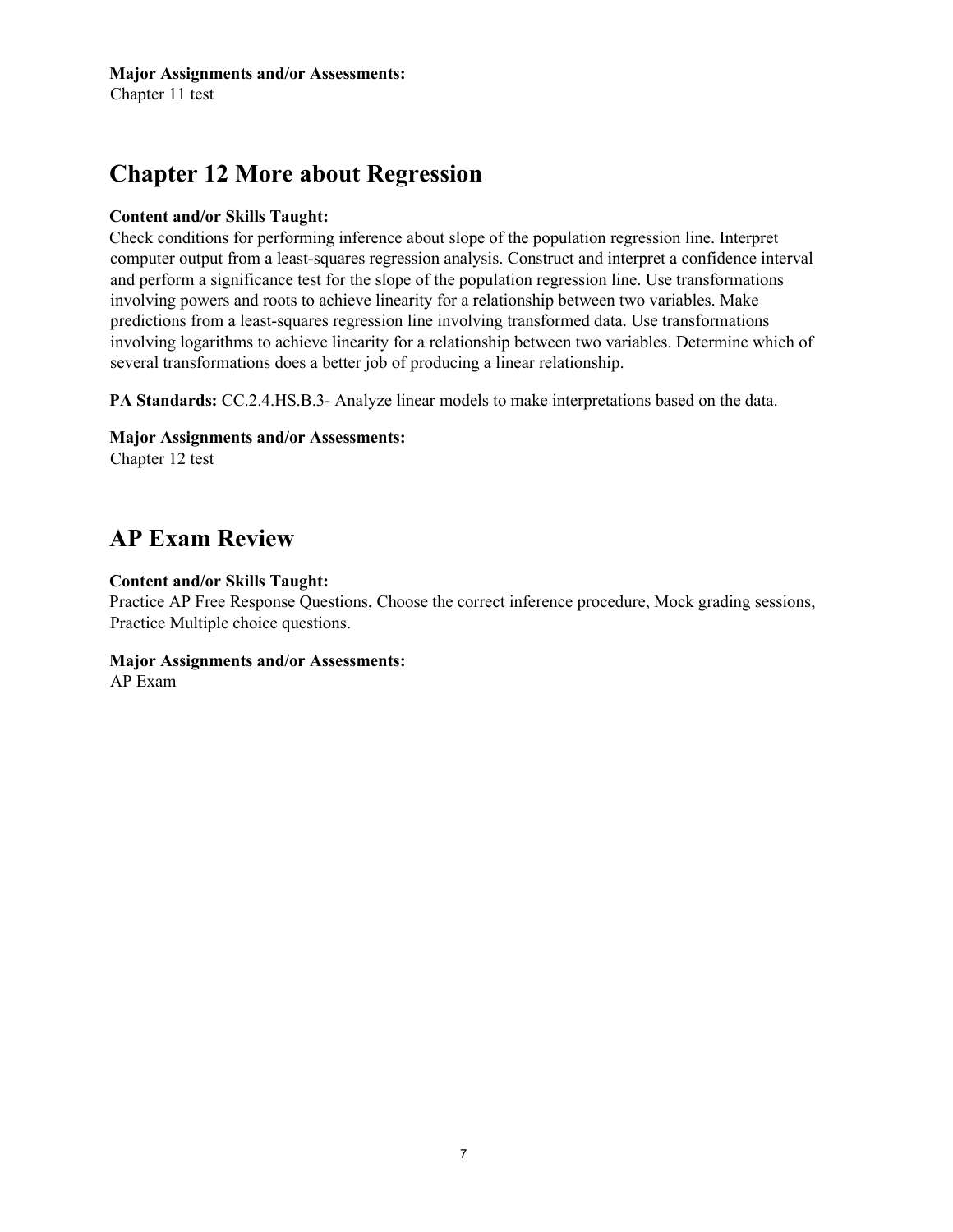**Major Assignments and/or Assessments:**
Chapter 11 test

## Chapter 12 More about Regression

**Content and/or Skills Taught:**
Check conditions for performing inference about slope of the population regression line. Interpret computer output from a least-squares regression analysis. Construct and interpret a confidence interval and perform a significance test for the slope of the population regression line. Use transformations involving powers and roots to achieve linearity for a relationship between two variables. Make predictions from a least-squares regression line involving transformed data. Use transformations involving logarithms to achieve linearity for a relationship between two variables. Determine which of several transformations does a better job of producing a linear relationship.

**PA Standards:** CC.2.4.HS.B.3- Analyze linear models to make interpretations based on the data.

**Major Assignments and/or Assessments:**
Chapter 12 test

## AP Exam Review

**Content and/or Skills Taught:**
Practice AP Free Response Questions, Choose the correct inference procedure, Mock grading sessions, Practice Multiple choice questions.

**Major Assignments and/or Assessments:**
AP Exam